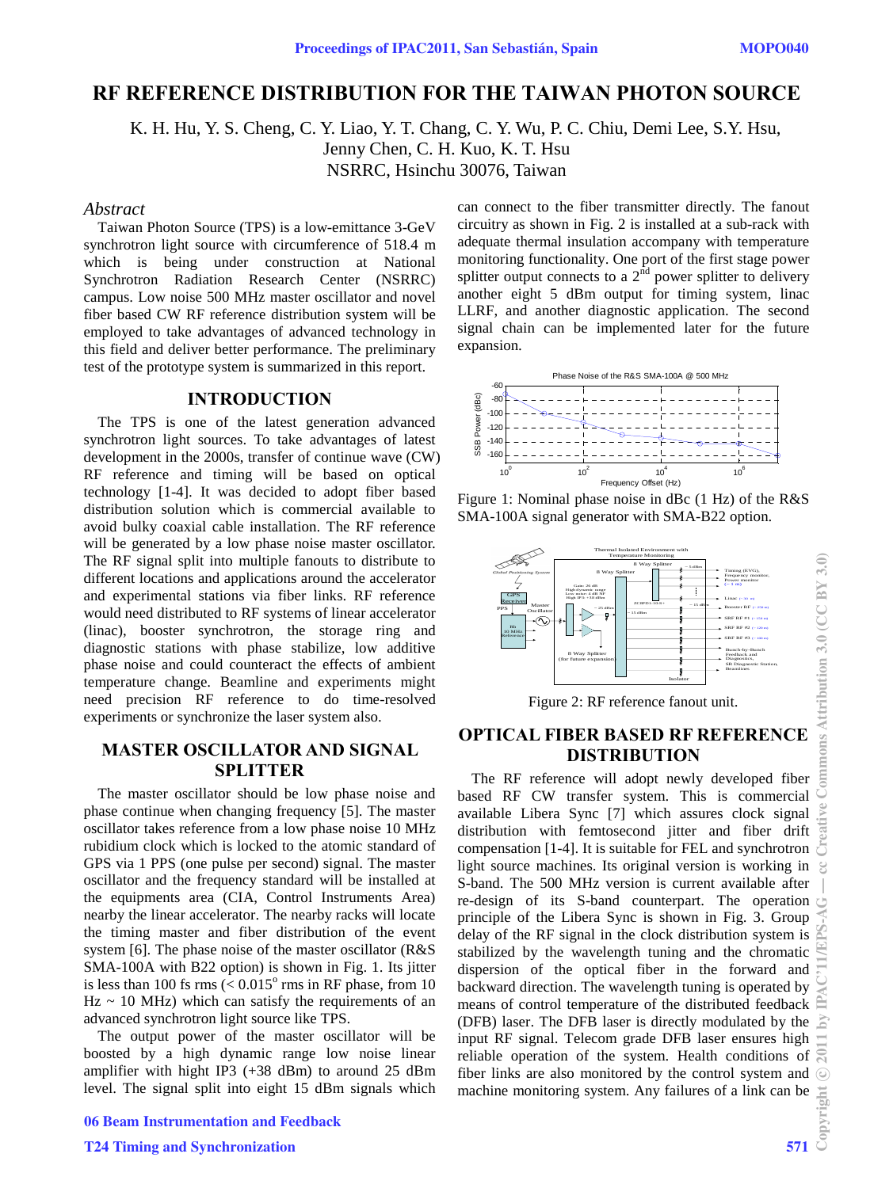# RF REFERENCE DISTRIBUTION FOR THE TAIWAN PHOTON SOURCE

K. H. Hu, Y. S. Cheng, C. Y. Liao, Y. T. Chang, C. Y. Wu, P. C. Chiu, Demi Lee, S.Y. Hsu, Jenny Chen, C. H. Kuo, K. T. Hsu
NSRRC, Hsinchu 30076, Taiwan

## *Abstract*

Taiwan Photon Source (TPS) is a low-emittance 3-GeV synchrotron light source with circumference of 518.4 m which is being under construction at National Synchrotron Radiation Research Center (NSRRC) campus. Low noise 500 MHz master oscillator and novel fiber based CW RF reference distribution system will be employed to take advantages of advanced technology in this field and deliver better performance. The preliminary test of the prototype system is summarized in this report.

## INTRODUCTION

The TPS is one of the latest generation advanced synchrotron light sources. To take advantages of latest development in the 2000s, transfer of continue wave (CW) RF reference and timing will be based on optical technology [1-4]. It was decided to adopt fiber based distribution solution which is commercial available to avoid bulky coaxial cable installation. The RF reference will be generated by a low phase noise master oscillator. The RF signal split into multiple fanouts to distribute to different locations and applications around the accelerator and experimental stations via fiber links. RF reference would need distributed to RF systems of linear accelerator (linac), booster synchrotron, the storage ring and diagnostic stations with phase stabilize, low additive phase noise and could counteract the effects of ambient temperature change. Beamline and experiments might need precision RF reference to do time-resolved experiments or synchronize the laser system also.

## MASTER OSCILLATOR AND SIGNAL SPLITTER

The master oscillator should be low phase noise and phase continue when changing frequency [5]. The master oscillator takes reference from a low phase noise 10 MHz rubidium clock which is locked to the atomic standard of GPS via 1 PPS (one pulse per second) signal. The master oscillator and the frequency standard will be installed at the equipments area (CIA, Control Instruments Area) nearby the linear accelerator. The nearby racks will locate the timing master and fiber distribution of the event system [6]. The phase noise of the master oscillator (R&S SMA-100A with B22 option) is shown in Fig. 1. Its jitter is less than 100 fs rms ($< 0.015^{\circ}$ rms in RF phase, from 10 Hz ~ 10 MHz) which can satisfy the requirements of an advanced synchrotron light source like TPS.

The output power of the master oscillator will be boosted by a high dynamic range low noise linear amplifier with hight IP3 (+38 dBm) to around 25 dBm level. The signal split into eight 15 dBm signals which can connect to the fiber transmitter directly. The fanout circuitry as shown in Fig. 2 is installed at a sub-rack with adequate thermal insulation accompany with temperature monitoring functionality. One port of the first stage power splitter output connects to a 2nd power splitter to delivery another eight 5 dBm output for timing system, linac LLRF, and another diagnostic application. The second signal chain can be implemented later for the future expansion.

Figure 1: Nominal phase noise in dBc (1 Hz) of the R&S SMA-100A signal generator with SMA-B22 option.

Figure 2: RF reference fanout unit.

## OPTICAL FIBER BASED RF REFERENCE DISTRIBUTION

The RF reference will adopt newly developed fiber based RF CW transfer system. This is commercial available Libera Sync [7] which assures clock signal distribution with femtosecond jitter and fiber drift compensation [1-4]. It is suitable for FEL and synchrotron light source machines. Its original version is working in S-band. The 500 MHz version is current available after re-design of its S-band counterpart. The operation principle of the Libera Sync is shown in Fig. 3. Group delay of the RF signal in the clock distribution system is stabilized by the wavelength tuning and the chromatic dispersion of the optical fiber in the forward and backward direction. The wavelength tuning is operated by means of control temperature of the distributed feedback (DFB) laser. The DFB laser is directly modulated by the input RF signal. Telecom grade DFB laser ensures high reliable operation of the system. Health conditions of fiber links are also monitored by the control system and machine monitoring system. Any failures of a link can be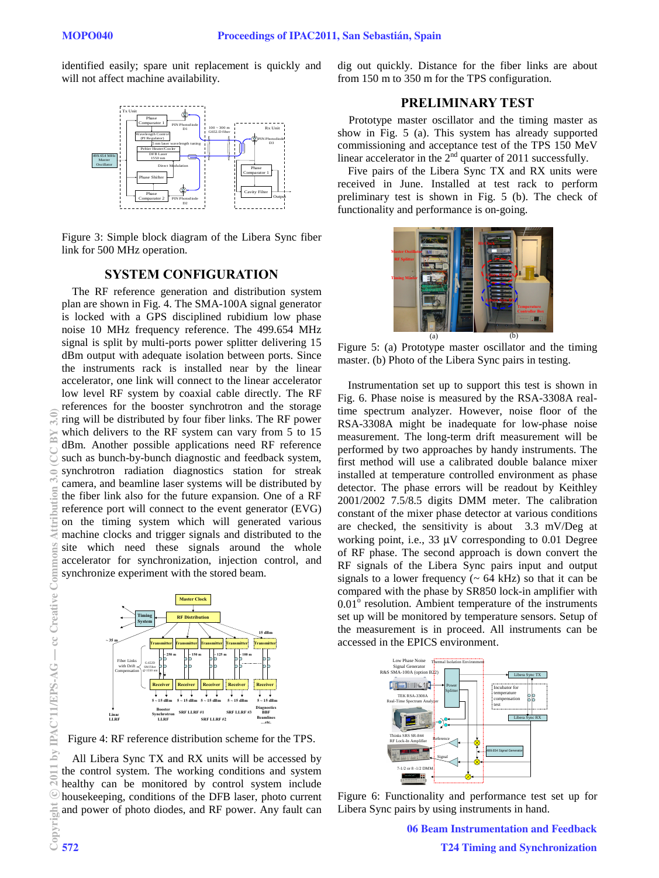identified easily; spare unit replacement is quickly and will not affect machine availability.

Figure 3: Simple block diagram of the Libera Sync fiber link for 500 MHz operation.

## SYSTEM CONFIGURATION

The RF reference generation and distribution system plan are shown in Fig. 4. The SMA-100A signal generator is locked with a GPS disciplined rubidium low phase noise 10 MHz frequency reference. The 499.654 MHz signal is split by multi-ports power splitter delivering 15 dBm output with adequate isolation between ports. Since the instruments rack is installed near by the linear accelerator, one link will connect to the linear accelerator low level RF system by coaxial cable directly. The RF references for the booster synchrotron and the storage ring will be distributed by four fiber links. The RF power which delivers to the RF system can vary from 5 to 15 dBm. Another possible applications need RF reference such as bunch-by-bunch diagnostic and feedback system, synchrotron radiation diagnostics station for streak camera, and beamline laser systems will be distributed by the fiber link also for the future expansion. One of a RF reference port will connect to the event generator (EVG) on the timing system which will generated various machine clocks and trigger signals and distributed to the site which need these signals around the whole accelerator for synchronization, injection control, and synchronize experiment with the stored beam.

Figure 4: RF reference distribution scheme for the TPS.

All Libera Sync TX and RX units will be accessed by the control system. The working conditions and system healthy can be monitored by control system include housekeeping, conditions of the DFB laser, photo current and power of photo diodes, and RF power. Any fault can dig out quickly. Distance for the fiber links are about from 150 m to 350 m for the TPS configuration.

## PRELIMINARY TEST

Prototype master oscillator and the timing master as show in Fig. 5 (a). This system has already supported commissioning and acceptance test of the TPS 150 MeV linear accelerator in the 2nd quarter of 2011 successfully.

Five pairs of the Libera Sync TX and RX units were received in June. Installed at test rack to perform preliminary test is shown in Fig. 5 (b). The check of functionality and performance is on-going.

Figure 5: (a) Prototype master oscillator and the timing master. (b) Photo of the Libera Sync pairs in testing.

Instrumentation set up to support this test is shown in Fig. 6. Phase noise is measured by the RSA-3308A real-time spectrum analyzer. However, noise floor of the RSA-3308A might be inadequate for low-phase noise measurement. The long-term drift measurement will be performed by two approaches by handy instruments. The first method will use a calibrated double balance mixer installed at temperature controlled environment as phase detector. The phase errors will be readout by Keithley 2001/2002 7.5/8.5 digits DMM meter. The calibration constant of the mixer phase detector at various conditions are checked, the sensitivity is about 3.3 mV/Deg at working point, i.e., 33 μV corresponding to 0.01 Degree of RF phase. The second approach is down convert the RF signals of the Libera Sync pairs input and output signals to a lower frequency (~ 64 kHz) so that it can be compared with the phase by SR850 lock-in amplifier with 0.01° resolution. Ambient temperature of the instruments set up will be monitored by temperature sensors. Setup of the measurement is in proceed. All instruments can be accessed in the EPICS environment.

Figure 6: Functionality and performance test set up for Libera Sync pairs by using instruments in hand.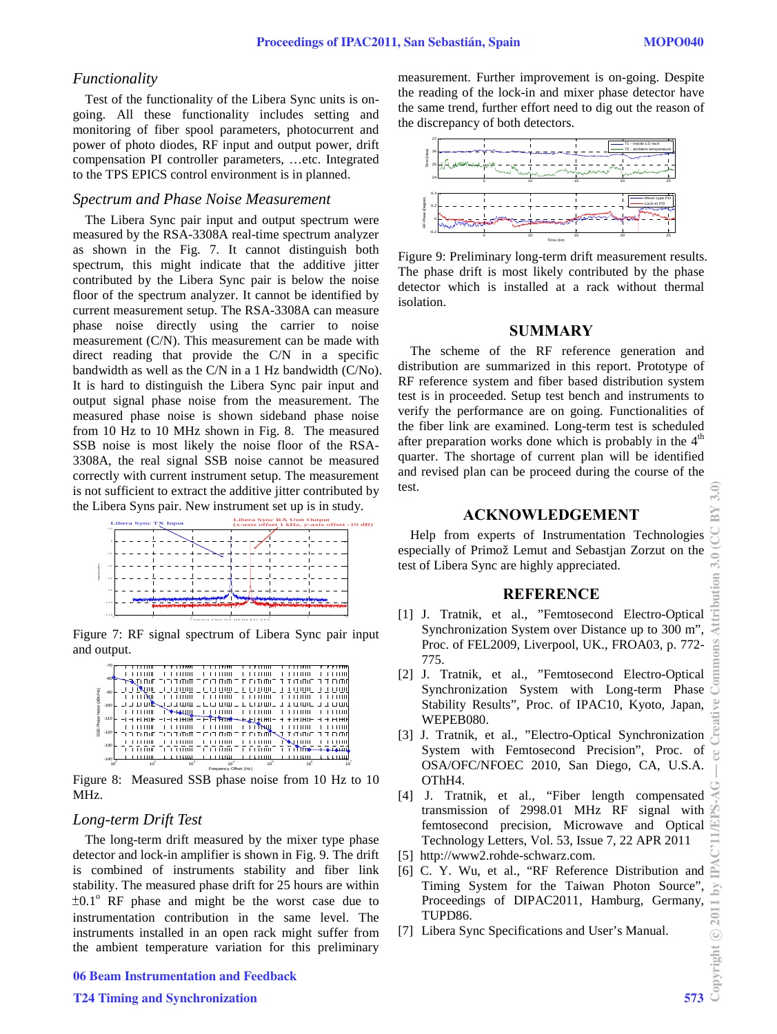### *Functionality*

Test of the functionality of the Libera Sync units is on-going. All these functionality includes setting and monitoring of fiber spool parameters, photocurrent and power of photo diodes, RF input and output power, drift compensation PI controller parameters, …etc. Integrated to the TPS EPICS control environment is in planned.

### *Spectrum and Phase Noise Measurement*

The Libera Sync pair input and output spectrum were measured by the RSA-3308A real-time spectrum analyzer as shown in the Fig. 7. It cannot distinguish both spectrum, this might indicate that the additive jitter contributed by the Libera Sync pair is below the noise floor of the spectrum analyzer. It cannot be identified by current measurement setup. The RSA-3308A can measure phase noise directly using the carrier to noise measurement (C/N). This measurement can be made with direct reading that provide the C/N in a specific bandwidth as well as the C/N in a 1 Hz bandwidth (C/No). It is hard to distinguish the Libera Sync pair input and output signal phase noise from the measurement. The measured phase noise is shown sideband phase noise from 10 Hz to 10 MHz shown in Fig. 8. The measured SSB noise is most likely the noise floor of the RSA-3308A, the real signal SSB noise cannot be measured correctly with current instrument setup. The measurement is not sufficient to extract the additive jitter contributed by the Libera Syns pair. New instrument set up is in study.

Libera Sync TX Input
Libera Sync RX Unit Output
(x-axis offset 1 kHz, y-axis offset -10 dB)

Figure 7: RF signal spectrum of Libera Sync pair input and output.

-70
-80
-90
-100
-110
-120
-130
-140
SSB Phase Noise (dBc/Hz)
Frequency Offset (Hz)

Figure 8: Measured SSB phase noise from 10 Hz to 10 MHz.

### *Long-term Drift Test*

The long-term drift measured by the mixer type phase detector and lock-in amplifier is shown in Fig. 9. The drift is combined of instruments stability and fiber link stability. The measured phase drift for 25 hours are within $\pm 0.1^{o}$ RF phase and might be the worst case due to instrumentation contribution in the same level. The instruments installed in an open rack might suffer from the ambient temperature variation for this preliminary measurement. Further improvement is on-going. Despite the reading of the lock-in and mixer phase detector have the same trend, further effort need to dig out the reason of the discrepancy of both detectors.

T1 - inside LS rack
T2 - ambient temperature
Time (Hr)
Mixer type PD
Lock-in PD
RF Phase (Degree)
Time (Hr)

Figure 9: Preliminary long-term drift measurement results. The phase drift is most likely contributed by the phase detector which is installed at a rack without thermal isolation.

## SUMMARY

The scheme of the RF reference generation and distribution are summarized in this report. Prototype of RF reference system and fiber based distribution system test is in proceeded. Setup test bench and instruments to verify the performance are on going. Functionalities of the fiber link are examined. Long-term test is scheduled after preparation works done which is probably in the 4th quarter. The shortage of current plan will be identified and revised plan can be proceed during the course of the test.

## ACKNOWLEDGEMENT

Help from experts of Instrumentation Technologies especially of Primož Lemut and Sebastjan Zorzut on the test of Libera Sync are highly appreciated.

## REFERENCE

[1] J. Tratnik, et al., "Femtosecond Electro-Optical Synchronization System over Distance up to 300 m", Proc. of FEL2009, Liverpool, UK., FROA03, p. 772-775.

[2] J. Tratnik, et al., "Femtosecond Electro-Optical Synchronization System with Long-term Phase Stability Results", Proc. of IPAC10, Kyoto, Japan, WEPEB080.

[3] J. Tratnik, et al., "Electro-Optical Synchronization System with Femtosecond Precision", Proc. of OSA/OFC/NFOEC 2010, San Diego, CA, U.S.A. OThH4.

[4] J. Tratnik, et al., "Fiber length compensated transmission of 2998.01 MHz RF signal with femtosecond precision, Microwave and Optical Technology Letters, Vol. 53, Issue 7, 22 APR 2011

[5] http://www2.rohde-schwarz.com.

[6] C. Y. Wu, et al., "RF Reference Distribution and Timing System for the Taiwan Photon Source", Proceedings of DIPAC2011, Hamburg, Germany, TUPD86.

[7] Libera Sync Specifications and User's Manual.